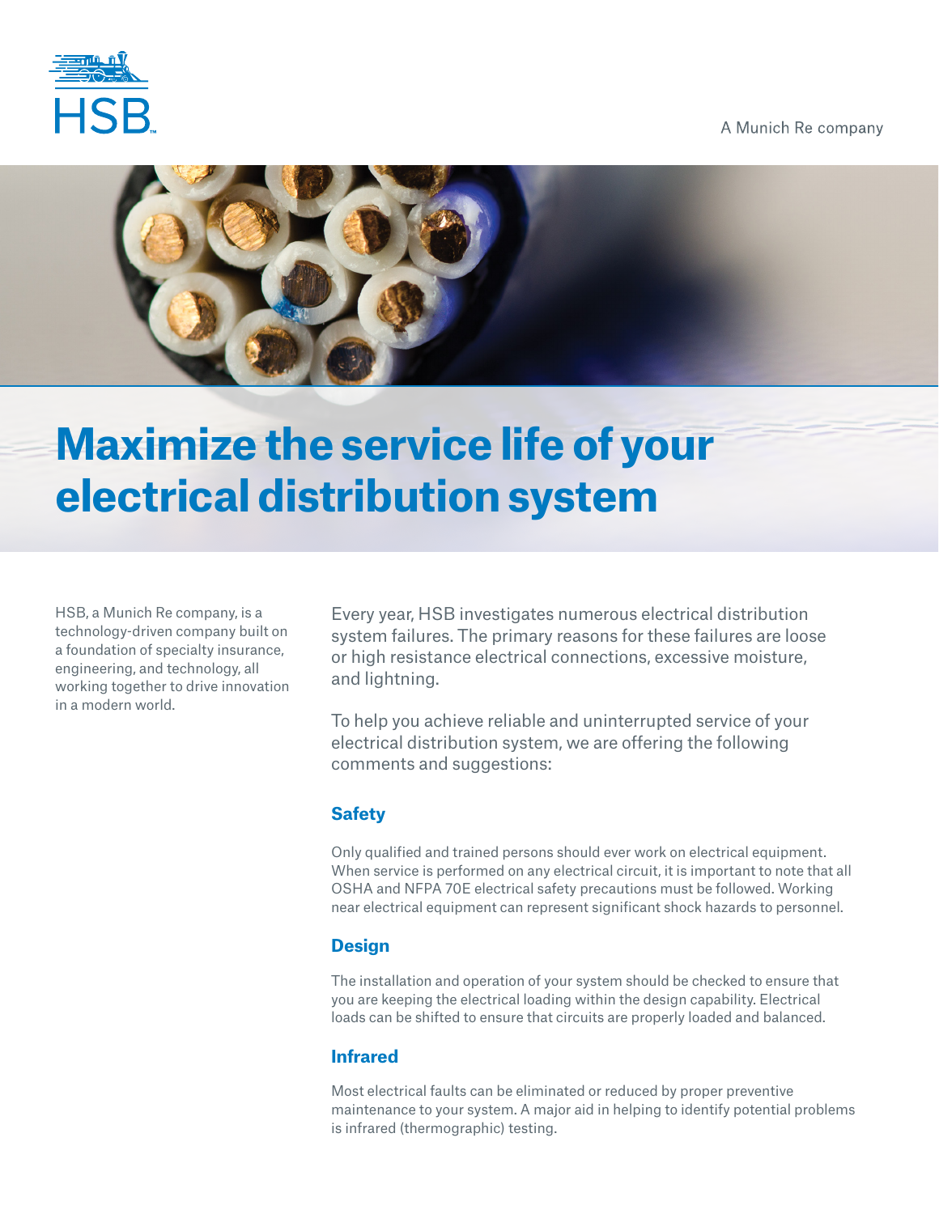HSB

A Munich Re company

# Maximize the service life of your electrical distribution system

HSB, a Munich Re company, is a technology-driven company built on a foundation of specialty insurance, engineering, and technology, all working together to drive innovation in a modern world.

Every year, HSB investigates numerous electrical distribution system failures. The primary reasons for these failures are loose or high resistance electrical connections, excessive moisture, and lightning.

To help you achieve reliable and uninterrupted service of your electrical distribution system, we are offering the following comments and suggestions:

## Safety

Only qualified and trained persons should ever work on electrical equipment. When service is performed on any electrical circuit, it is important to note that all OSHA and NFPA 70E electrical safety precautions must be followed. Working near electrical equipment can represent significant shock hazards to personnel.

## Design

The installation and operation of your system should be checked to ensure that you are keeping the electrical loading within the design capability. Electrical loads can be shifted to ensure that circuits are properly loaded and balanced.

## Infrared

Most electrical faults can be eliminated or reduced by proper preventive maintenance to your system. A major aid in helping to identify potential problems is infrared (thermographic) testing.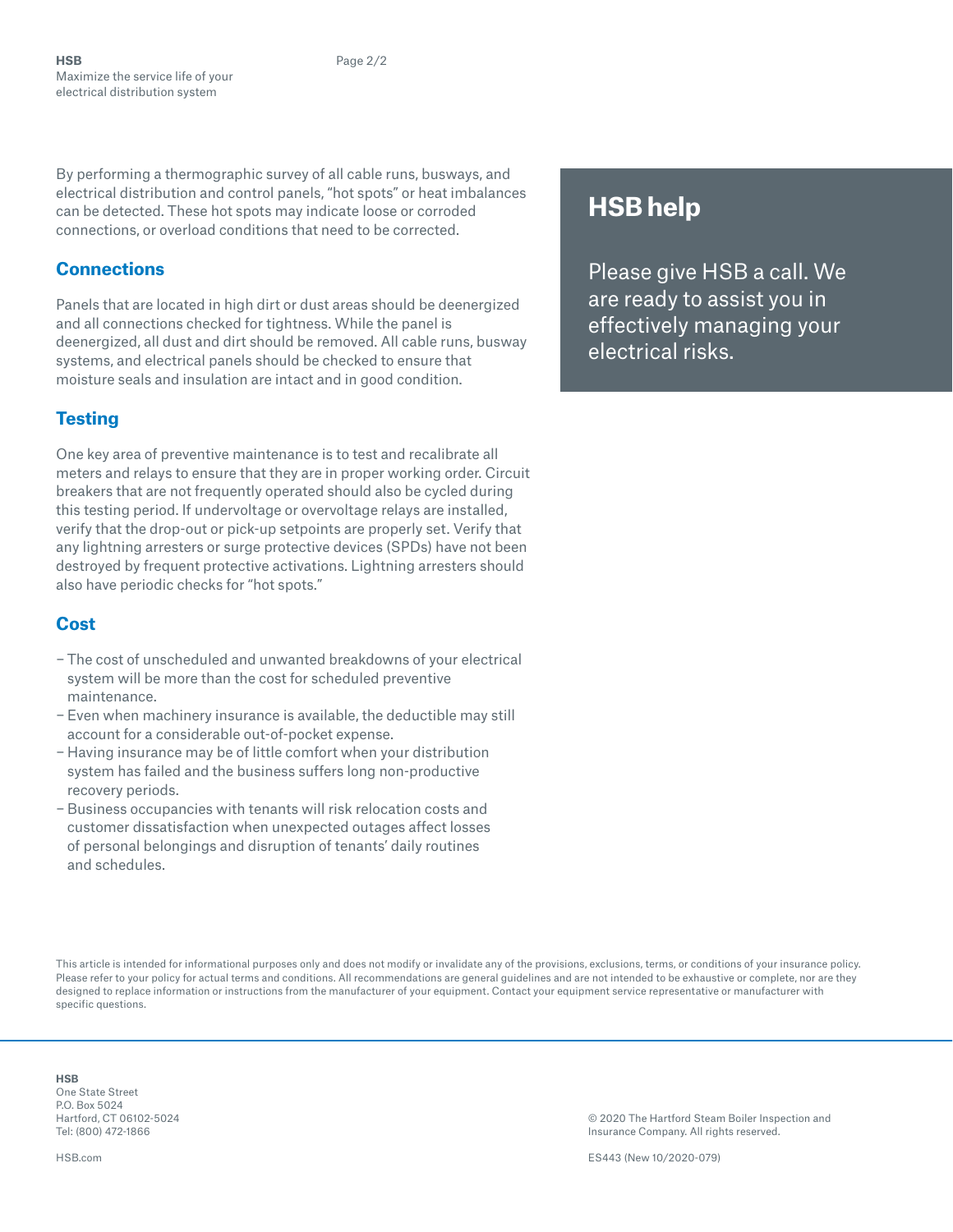By performing a thermographic survey of all cable runs, busways, and electrical distribution and control panels, "hot spots" or heat imbalances can be detected. These hot spots may indicate loose or corroded connections, or overload conditions that need to be corrected.

## Connections

Panels that are located in high dirt or dust areas should be deenergized and all connections checked for tightness. While the panel is deenergized, all dust and dirt should be removed. All cable runs, busway systems, and electrical panels should be checked to ensure that moisture seals and insulation are intact and in good condition.

## Testing

One key area of preventive maintenance is to test and recalibrate all meters and relays to ensure that they are in proper working order. Circuit breakers that are not frequently operated should also be cycled during this testing period. If undervoltage or overvoltage relays are installed, verify that the drop-out or pick-up setpoints are properly set. Verify that any lightning arresters or surge protective devices (SPDs) have not been destroyed by frequent protective activations. Lightning arresters should also have periodic checks for "hot spots."

## Cost

- The cost of unscheduled and unwanted breakdowns of your electrical system will be more than the cost for scheduled preventive maintenance.
- Even when machinery insurance is available, the deductible may still account for a considerable out-of-pocket expense.
- Having insurance may be of little comfort when your distribution system has failed and the business suffers long non-productive recovery periods.
- Business occupancies with tenants will risk relocation costs and customer dissatisfaction when unexpected outages affect losses of personal belongings and disruption of tenants' daily routines and schedules.

## HSB help

Please give HSB a call. We are ready to assist you in effectively managing your electrical risks.

This article is intended for informational purposes only and does not modify or invalidate any of the provisions, exclusions, terms, or conditions of your insurance policy. Please refer to your policy for actual terms and conditions. All recommendations are general guidelines and are not intended to be exhaustive or complete, nor are they designed to replace information or instructions from the manufacturer of your equipment. Contact your equipment service representative or manufacturer with specific questions.

**HSB**
One State Street
P.O. Box 5024
Hartford, CT 06102-5024
Tel: (800) 472-1866

HSB.com

© 2020 The Hartford Steam Boiler Inspection and Insurance Company. All rights reserved.

ES443 (New 10/2020-079)